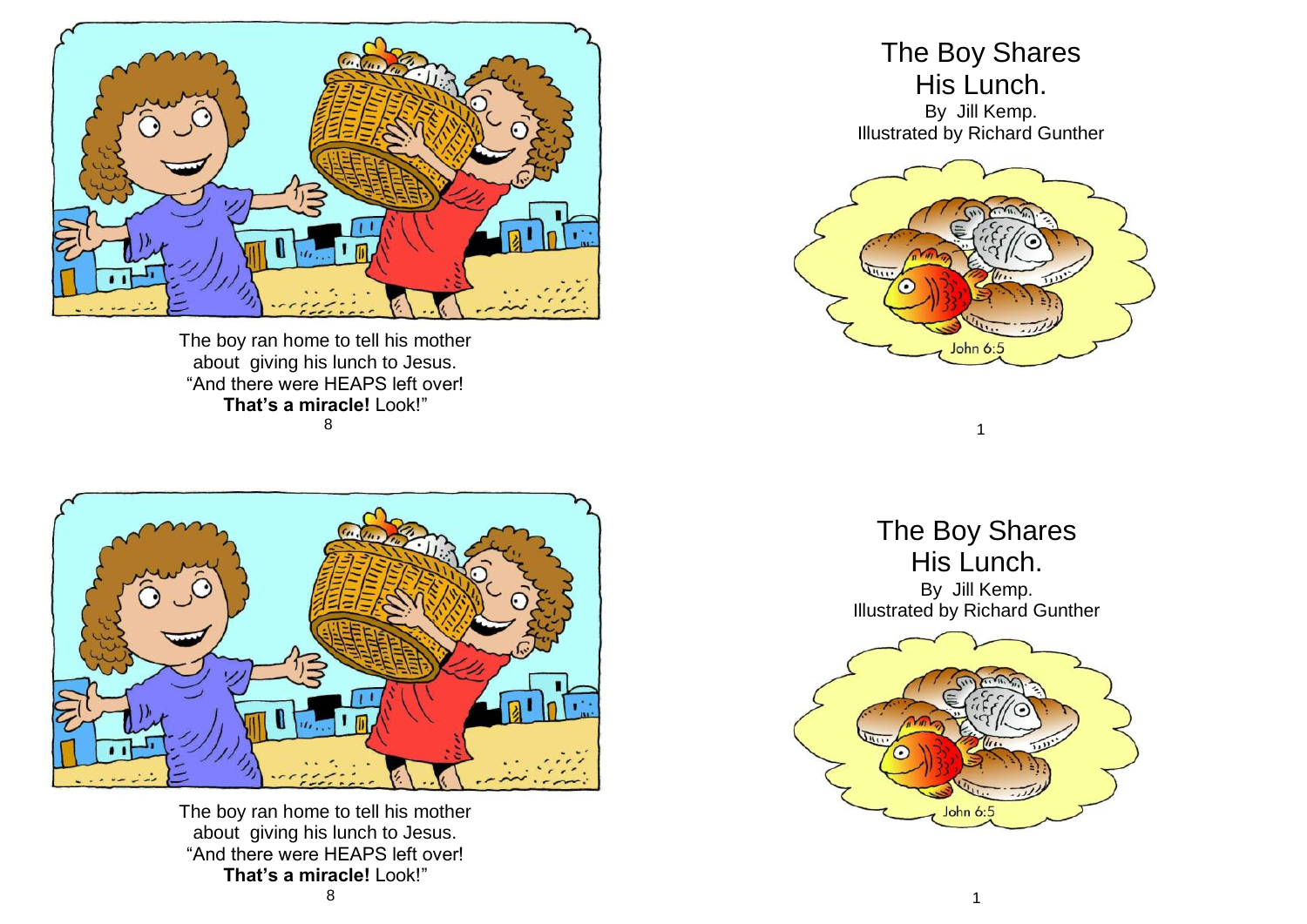The boy ran home to tell his mother about giving his lunch to Jesus. "And there were HEAPS left over! **That's a miracle!** Look!"

# The Boy Shares His Lunch.

By Jill Kemp.
Illustrated by Richard Gunther

John 6:5

The boy ran home to tell his mother about giving his lunch to Jesus. "And there were HEAPS left over! **That's a miracle!** Look!"

# The Boy Shares His Lunch.

By Jill Kemp.
Illustrated by Richard Gunther

John 6:5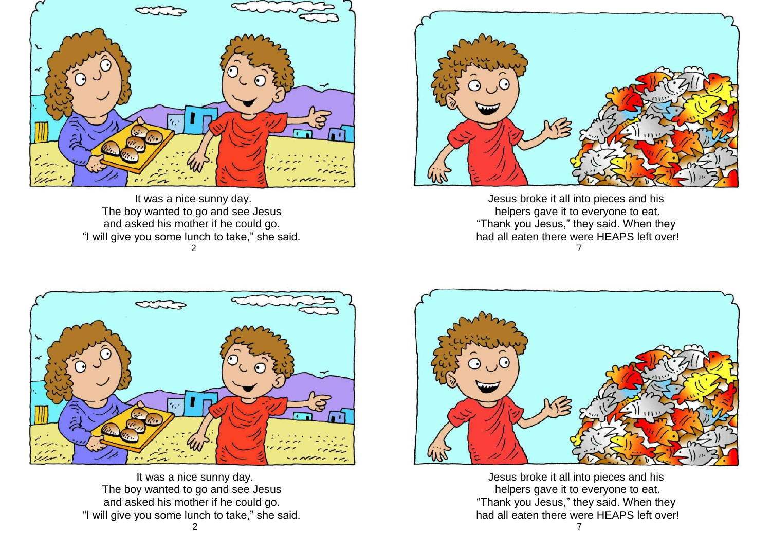It was a nice sunny day.
The boy wanted to go and see Jesus
and asked his mother if he could go.
"I will give you some lunch to take," she said.

Jesus broke it all into pieces and his
helpers gave it to everyone to eat.
"Thank you Jesus," they said. When they
had all eaten there were HEAPS left over!

It was a nice sunny day.
The boy wanted to go and see Jesus
and asked his mother if he could go.
"I will give you some lunch to take," she said.

Jesus broke it all into pieces and his
helpers gave it to everyone to eat.
"Thank you Jesus," they said. When they
had all eaten there were HEAPS left over!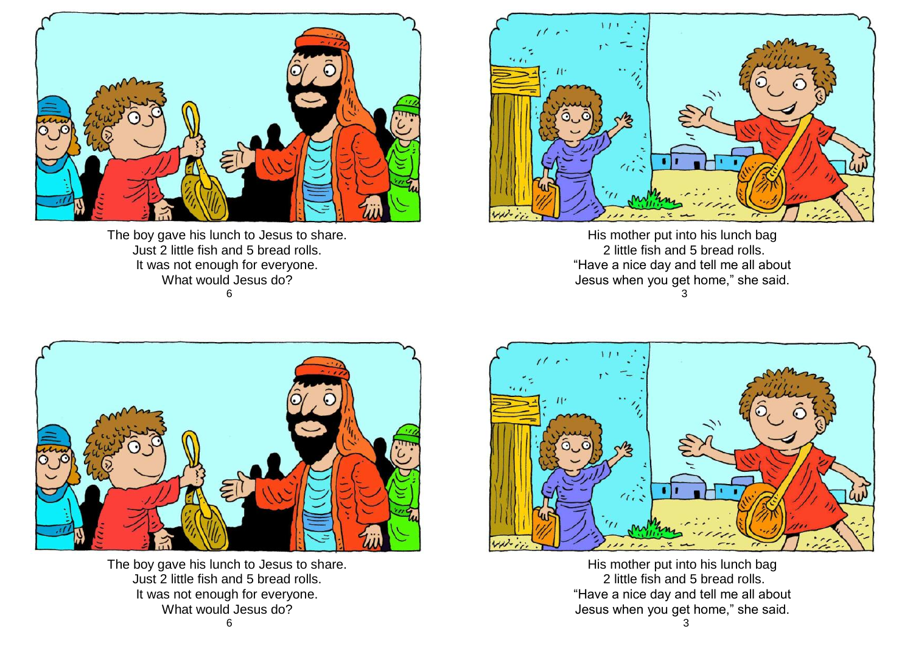The boy gave his lunch to Jesus to share.
Just 2 little fish and 5 bread rolls.
It was not enough for everyone.
What would Jesus do?

His mother put into his lunch bag
2 little fish and 5 bread rolls.
"Have a nice day and tell me all about
Jesus when you get home," she said.

The boy gave his lunch to Jesus to share.
Just 2 little fish and 5 bread rolls.
It was not enough for everyone.
What would Jesus do?

His mother put into his lunch bag
2 little fish and 5 bread rolls.
"Have a nice day and tell me all about
Jesus when you get home," she said.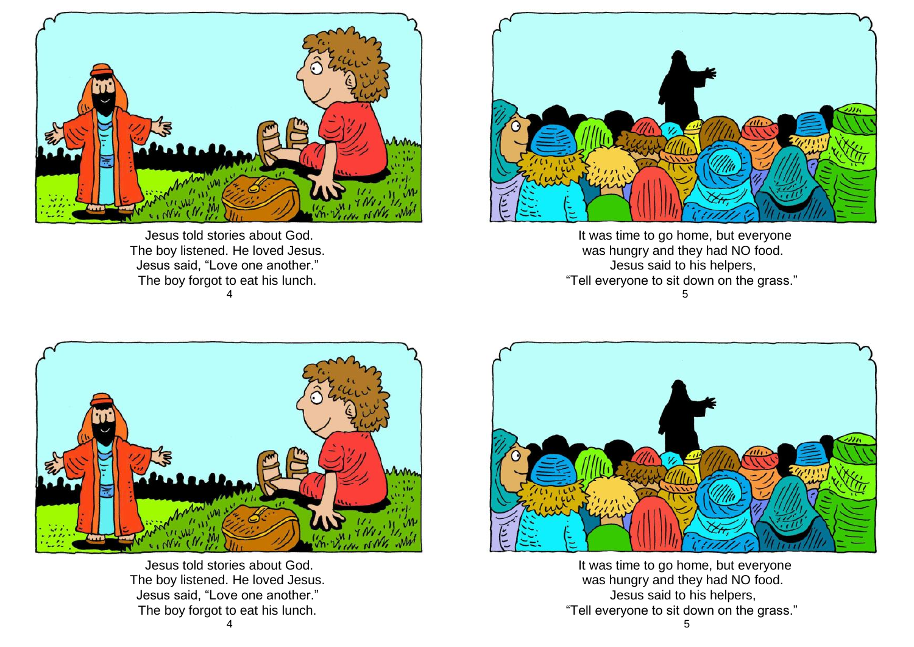Jesus told stories about God.
The boy listened. He loved Jesus.
Jesus said, “Love one another.”
The boy forgot to eat his lunch.

It was time to go home, but everyone
was hungry and they had NO food.
Jesus said to his helpers,
“Tell everyone to sit down on the grass.”

Jesus told stories about God.
The boy listened. He loved Jesus.
Jesus said, “Love one another.”
The boy forgot to eat his lunch.

It was time to go home, but everyone
was hungry and they had NO food.
Jesus said to his helpers,
“Tell everyone to sit down on the grass.”